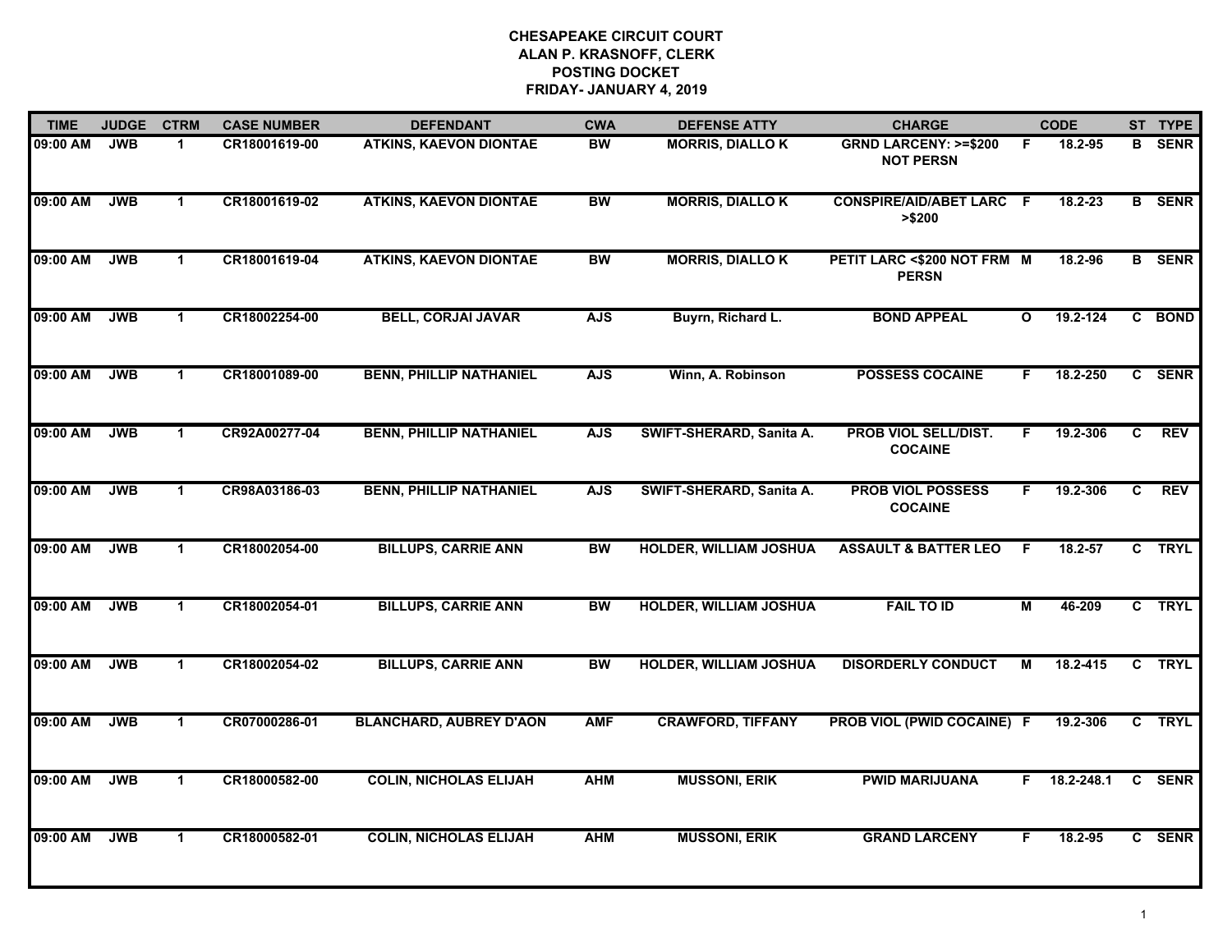**CHESAPEAKE CIRCUIT COURT**
**ALAN P. KRASNOFF, CLERK**
**POSTING DOCKET**
**FRIDAY- JANUARY 4, 2019**

| TIME | JUDGE | CTRM | CASE NUMBER | DEFENDANT | CWA | DEFENSE ATTY | CHARGE | | CODE | ST | TYPE |
|---|---|---|---|---|---|---|---|---|---|---|---|
| 09:00 AM | JWB | 1 | CR18001619-00 | ATKINS, KAEVON DIONTAE | BW | MORRIS, DIALLO K | GRND LARCENY: >=$200 NOT PERSN | F | 18.2-95 | B | SENR |
| 09:00 AM | JWB | 1 | CR18001619-02 | ATKINS, KAEVON DIONTAE | BW | MORRIS, DIALLO K | CONSPIRE/AID/ABET LARC >$200 | F | 18.2-23 | B | SENR |
| 09:00 AM | JWB | 1 | CR18001619-04 | ATKINS, KAEVON DIONTAE | BW | MORRIS, DIALLO K | PETIT LARC <$200 NOT FRM PERSN | M | 18.2-96 | B | SENR |
| 09:00 AM | JWB | 1 | CR18002254-00 | BELL, CORJAI JAVAR | AJS | Buyrn, Richard L. | BOND APPEAL | O | 19.2-124 | C | BOND |
| 09:00 AM | JWB | 1 | CR18001089-00 | BENN, PHILLIP NATHANIEL | AJS | Winn, A. Robinson | POSSESS COCAINE | F | 18.2-250 | C | SENR |
| 09:00 AM | JWB | 1 | CR92A00277-04 | BENN, PHILLIP NATHANIEL | AJS | SWIFT-SHERARD, Sanita A. | PROB VIOL SELL/DIST. COCAINE | F | 19.2-306 | C | REV |
| 09:00 AM | JWB | 1 | CR98A03186-03 | BENN, PHILLIP NATHANIEL | AJS | SWIFT-SHERARD, Sanita A. | PROB VIOL POSSESS COCAINE | F | 19.2-306 | C | REV |
| 09:00 AM | JWB | 1 | CR18002054-00 | BILLUPS, CARRIE ANN | BW | HOLDER, WILLIAM JOSHUA | ASSAULT & BATTER LEO | F | 18.2-57 | C | TRYL |
| 09:00 AM | JWB | 1 | CR18002054-01 | BILLUPS, CARRIE ANN | BW | HOLDER, WILLIAM JOSHUA | FAIL TO ID | M | 46-209 | C | TRYL |
| 09:00 AM | JWB | 1 | CR18002054-02 | BILLUPS, CARRIE ANN | BW | HOLDER, WILLIAM JOSHUA | DISORDERLY CONDUCT | M | 18.2-415 | C | TRYL |
| 09:00 AM | JWB | 1 | CR07000286-01 | BLANCHARD, AUBREY D'AON | AMF | CRAWFORD, TIFFANY | PROB VIOL (PWID COCAINE) | F | 19.2-306 | C | TRYL |
| 09:00 AM | JWB | 1 | CR18000582-00 | COLIN, NICHOLAS ELIJAH | AHM | MUSSONI, ERIK | PWID MARIJUANA | F | 18.2-248.1 | C | SENR |
| 09:00 AM | JWB | 1 | CR18000582-01 | COLIN, NICHOLAS ELIJAH | AHM | MUSSONI, ERIK | GRAND LARCENY | F | 18.2-95 | C | SENR |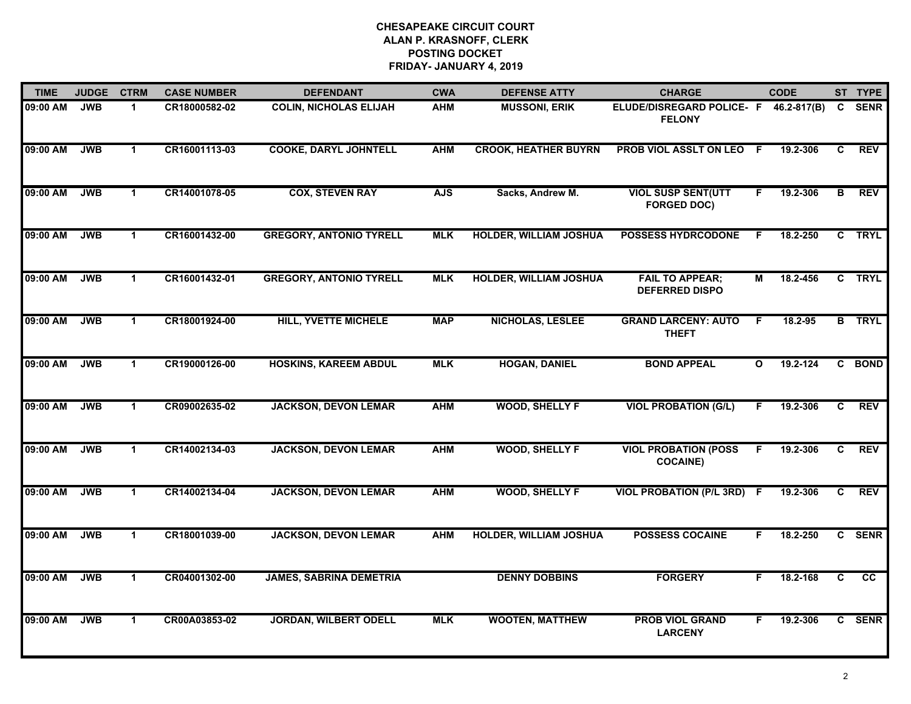**CHESAPEAKE CIRCUIT COURT**
**ALAN P. KRASNOFF, CLERK**
**POSTING DOCKET**
**FRIDAY- JANUARY 4, 2019**

| TIME | JUDGE | CTRM | CASE NUMBER | DEFENDANT | CWA | DEFENSE ATTY | CHARGE | | CODE | ST | TYPE |
|---|---|---|---|---|---|---|---|---|---|---|---|
| 09:00 AM | JWB | 1 | CR18000582-02 | COLIN, NICHOLAS ELIJAH | AHM | MUSSONI, ERIK | ELUDE/DISREGARD POLICE- FELONY | F | 46.2-817(B) | C | SENR |
| 09:00 AM | JWB | 1 | CR16001113-03 | COOKE, DARYL JOHNTELL | AHM | CROOK, HEATHER BUYRN | PROB VIOL ASSLT ON LEO | F | 19.2-306 | C | REV |
| 09:00 AM | JWB | 1 | CR14001078-05 | COX, STEVEN RAY | AJS | Sacks, Andrew M. | VIOL SUSP SENT(UTT FORGED DOC) | F | 19.2-306 | B | REV |
| 09:00 AM | JWB | 1 | CR16001432-00 | GREGORY, ANTONIO TYRELL | MLK | HOLDER, WILLIAM JOSHUA | POSSESS HYDRCODONE | F | 18.2-250 | C | TRYL |
| 09:00 AM | JWB | 1 | CR16001432-01 | GREGORY, ANTONIO TYRELL | MLK | HOLDER, WILLIAM JOSHUA | FAIL TO APPEAR; DEFERRED DISPO | M | 18.2-456 | C | TRYL |
| 09:00 AM | JWB | 1 | CR18001924-00 | HILL, YVETTE MICHELE | MAP | NICHOLAS, LESLEE | GRAND LARCENY: AUTO THEFT | F | 18.2-95 | B | TRYL |
| 09:00 AM | JWB | 1 | CR19000126-00 | HOSKINS, KAREEM ABDUL | MLK | HOGAN, DANIEL | BOND APPEAL | O | 19.2-124 | C | BOND |
| 09:00 AM | JWB | 1 | CR09002635-02 | JACKSON, DEVON LEMAR | AHM | WOOD, SHELLY F | VIOL PROBATION (G/L) | F | 19.2-306 | C | REV |
| 09:00 AM | JWB | 1 | CR14002134-03 | JACKSON, DEVON LEMAR | AHM | WOOD, SHELLY F | VIOL PROBATION (POSS COCAINE) | F | 19.2-306 | C | REV |
| 09:00 AM | JWB | 1 | CR14002134-04 | JACKSON, DEVON LEMAR | AHM | WOOD, SHELLY F | VIOL PROBATION (P/L 3RD) | F | 19.2-306 | C | REV |
| 09:00 AM | JWB | 1 | CR18001039-00 | JACKSON, DEVON LEMAR | AHM | HOLDER, WILLIAM JOSHUA | POSSESS COCAINE | F | 18.2-250 | C | SENR |
| 09:00 AM | JWB | 1 | CR04001302-00 | JAMES, SABRINA DEMETRIA | | DENNY DOBBINS | FORGERY | F | 18.2-168 | C | CC |
| 09:00 AM | JWB | 1 | CR00A03853-02 | JORDAN, WILBERT ODELL | MLK | WOOTEN, MATTHEW | PROB VIOL GRAND LARCENY | F | 19.2-306 | C | SENR |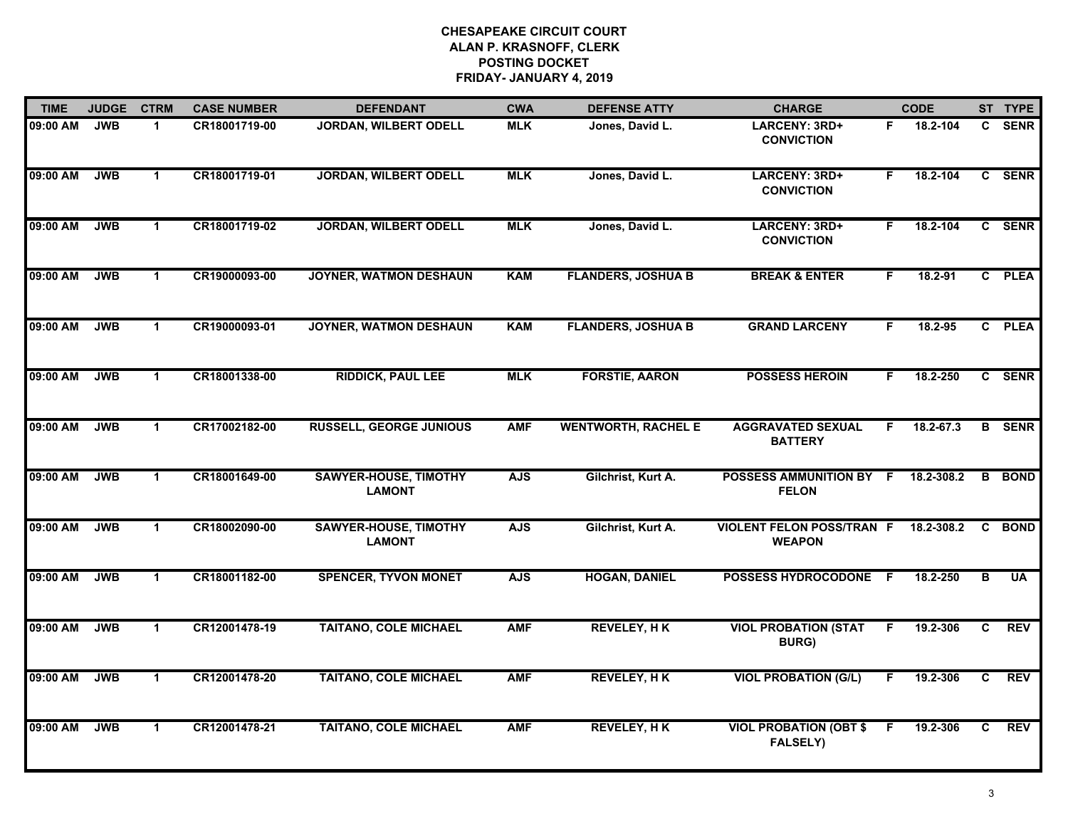**CHESAPEAKE CIRCUIT COURT**
**ALAN P. KRASNOFF, CLERK**
**POSTING DOCKET**
**FRIDAY- JANUARY 4, 2019**

| TIME | JUDGE | CTRM | CASE NUMBER | DEFENDANT | CWA | DEFENSE ATTY | CHARGE | | CODE | ST | TYPE |
|---|---|---|---|---|---|---|---|---|---|---|---|
| 09:00 AM | JWB | 1 | CR18001719-00 | JORDAN, WILBERT ODELL | MLK | Jones, David L. | LARCENY: 3RD+ CONVICTION | F | 18.2-104 | C | SENR |
| 09:00 AM | JWB | 1 | CR18001719-01 | JORDAN, WILBERT ODELL | MLK | Jones, David L. | LARCENY: 3RD+ CONVICTION | F | 18.2-104 | C | SENR |
| 09:00 AM | JWB | 1 | CR18001719-02 | JORDAN, WILBERT ODELL | MLK | Jones, David L. | LARCENY: 3RD+ CONVICTION | F | 18.2-104 | C | SENR |
| 09:00 AM | JWB | 1 | CR19000093-00 | JOYNER, WATMON DESHAUN | KAM | FLANDERS, JOSHUA B | BREAK & ENTER | F | 18.2-91 | C | PLEA |
| 09:00 AM | JWB | 1 | CR19000093-01 | JOYNER, WATMON DESHAUN | KAM | FLANDERS, JOSHUA B | GRAND LARCENY | F | 18.2-95 | C | PLEA |
| 09:00 AM | JWB | 1 | CR18001338-00 | RIDDICK, PAUL LEE | MLK | FORSTIE, AARON | POSSESS HEROIN | F | 18.2-250 | C | SENR |
| 09:00 AM | JWB | 1 | CR17002182-00 | RUSSELL, GEORGE JUNIOUS | AMF | WENTWORTH, RACHEL E | AGGRAVATED SEXUAL BATTERY | F | 18.2-67.3 | B | SENR |
| 09:00 AM | JWB | 1 | CR18001649-00 | SAWYER-HOUSE, TIMOTHY LAMONT | AJS | Gilchrist, Kurt A. | POSSESS AMMUNITION BY FELON | F | 18.2-308.2 | B | BOND |
| 09:00 AM | JWB | 1 | CR18002090-00 | SAWYER-HOUSE, TIMOTHY LAMONT | AJS | Gilchrist, Kurt A. | VIOLENT FELON POSS/TRAN WEAPON | F | 18.2-308.2 | C | BOND |
| 09:00 AM | JWB | 1 | CR18001182-00 | SPENCER, TYVON MONET | AJS | HOGAN, DANIEL | POSSESS HYDROCODONE | F | 18.2-250 | B | UA |
| 09:00 AM | JWB | 1 | CR12001478-19 | TAITANO, COLE MICHAEL | AMF | REVELEY, H K | VIOL PROBATION (STAT BURG) | F | 19.2-306 | C | REV |
| 09:00 AM | JWB | 1 | CR12001478-20 | TAITANO, COLE MICHAEL | AMF | REVELEY, H K | VIOL PROBATION (G/L) | F | 19.2-306 | C | REV |
| 09:00 AM | JWB | 1 | CR12001478-21 | TAITANO, COLE MICHAEL | AMF | REVELEY, H K | VIOL PROBATION (OBT $ FALSELY) | F | 19.2-306 | C | REV |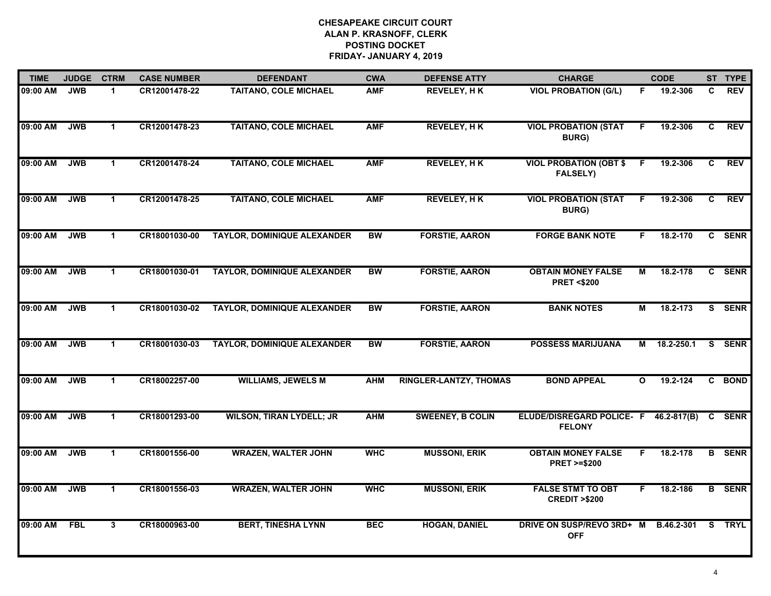# CHESAPEAKE CIRCUIT COURT
## ALAN P. KRASNOFF, CLERK
## POSTING DOCKET
## FRIDAY- JANUARY 4, 2019

| TIME | JUDGE | CTRM | CASE NUMBER | DEFENDANT | CWA | DEFENSE ATTY | CHARGE | | CODE | ST | TYPE |
|---|---|---|---|---|---|---|---|---|---|---|---|
| 09:00 AM | JWB | 1 | CR12001478-22 | TAITANO, COLE MICHAEL | AMF | REVELEY, H K | VIOL PROBATION (G/L) | F | 19.2-306 | C | REV |
| 09:00 AM | JWB | 1 | CR12001478-23 | TAITANO, COLE MICHAEL | AMF | REVELEY, H K | VIOL PROBATION (STAT BURG) | F | 19.2-306 | C | REV |
| 09:00 AM | JWB | 1 | CR12001478-24 | TAITANO, COLE MICHAEL | AMF | REVELEY, H K | VIOL PROBATION (OBT $ FALSELY) | F | 19.2-306 | C | REV |
| 09:00 AM | JWB | 1 | CR12001478-25 | TAITANO, COLE MICHAEL | AMF | REVELEY, H K | VIOL PROBATION (STAT BURG) | F | 19.2-306 | C | REV |
| 09:00 AM | JWB | 1 | CR18001030-00 | TAYLOR, DOMINIQUE ALEXANDER | BW | FORSTIE, AARON | FORGE BANK NOTE | F | 18.2-170 | C | SENR |
| 09:00 AM | JWB | 1 | CR18001030-01 | TAYLOR, DOMINIQUE ALEXANDER | BW | FORSTIE, AARON | OBTAIN MONEY FALSE PRET <$200 | M | 18.2-178 | C | SENR |
| 09:00 AM | JWB | 1 | CR18001030-02 | TAYLOR, DOMINIQUE ALEXANDER | BW | FORSTIE, AARON | BANK NOTES | M | 18.2-173 | S | SENR |
| 09:00 AM | JWB | 1 | CR18001030-03 | TAYLOR, DOMINIQUE ALEXANDER | BW | FORSTIE, AARON | POSSESS MARIJUANA | M | 18.2-250.1 | S | SENR |
| 09:00 AM | JWB | 1 | CR18002257-00 | WILLIAMS, JEWELS M | AHM | RINGLER-LANTZY, THOMAS | BOND APPEAL | O | 19.2-124 | C | BOND |
| 09:00 AM | JWB | 1 | CR18001293-00 | WILSON, TIRAN LYDELL; JR | AHM | SWEENEY, B COLIN | ELUDE/DISREGARD POLICE- FELONY | F | 46.2-817(B) | C | SENR |
| 09:00 AM | JWB | 1 | CR18001556-00 | WRAZEN, WALTER JOHN | WHC | MUSSONI, ERIK | OBTAIN MONEY FALSE PRET >=$200 | F | 18.2-178 | B | SENR |
| 09:00 AM | JWB | 1 | CR18001556-03 | WRAZEN, WALTER JOHN | WHC | MUSSONI, ERIK | FALSE STMT TO OBT CREDIT >$200 | F | 18.2-186 | B | SENR |
| 09:00 AM | FBL | 3 | CR18000963-00 | BERT, TINESHA LYNN | BEC | HOGAN, DANIEL | DRIVE ON SUSP/REVO 3RD+ OFF | M | B.46.2-301 | S | TRYL |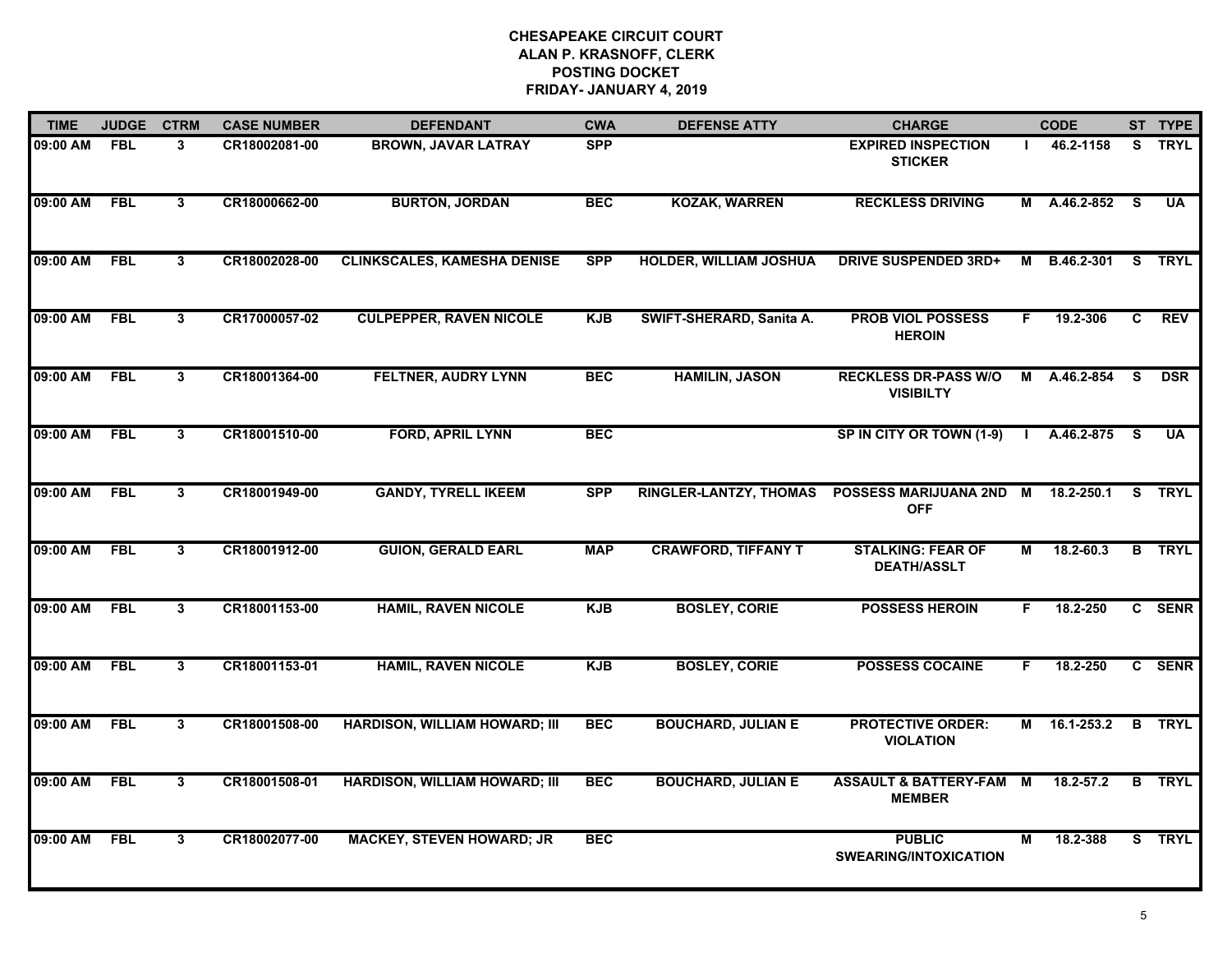# CHESAPEAKE CIRCUIT COURT
## ALAN P. KRASNOFF, CLERK
## POSTING DOCKET
## FRIDAY- JANUARY 4, 2019

| TIME | JUDGE | CTRM | CASE NUMBER | DEFENDANT | CWA | DEFENSE ATTY | CHARGE | | CODE | ST | TYPE |
|---|---|---|---|---|---|---|---|---|---|---|---|
| 09:00 AM | FBL | 3 | CR18002081-00 | BROWN, JAVAR LATRAY | SPP | | EXPIRED INSPECTION STICKER | I | 46.2-1158 | S | TRYL |
| 09:00 AM | FBL | 3 | CR18000662-00 | BURTON, JORDAN | BEC | KOZAK, WARREN | RECKLESS DRIVING | M | A.46.2-852 | S | UA |
| 09:00 AM | FBL | 3 | CR18002028-00 | CLINKSCALES, KAMESHA DENISE | SPP | HOLDER, WILLIAM JOSHUA | DRIVE SUSPENDED 3RD+ | M | B.46.2-301 | S | TRYL |
| 09:00 AM | FBL | 3 | CR17000057-02 | CULPEPPER, RAVEN NICOLE | KJB | SWIFT-SHERARD, Sanita A. | PROB VIOL POSSESS HEROIN | F | 19.2-306 | C | REV |
| 09:00 AM | FBL | 3 | CR18001364-00 | FELTNER, AUDRY LYNN | BEC | HAMILIN, JASON | RECKLESS DR-PASS W/O VISIBILTY | M | A.46.2-854 | S | DSR |
| 09:00 AM | FBL | 3 | CR18001510-00 | FORD, APRIL LYNN | BEC | | SP IN CITY OR TOWN (1-9) | I | A.46.2-875 | S | UA |
| 09:00 AM | FBL | 3 | CR18001949-00 | GANDY, TYRELL IKEEM | SPP | RINGLER-LANTZY, THOMAS | POSSESS MARIJUANA 2ND OFF | M | 18.2-250.1 | S | TRYL |
| 09:00 AM | FBL | 3 | CR18001912-00 | GUION, GERALD EARL | MAP | CRAWFORD, TIFFANY T | STALKING: FEAR OF DEATH/ASSLT | M | 18.2-60.3 | B | TRYL |
| 09:00 AM | FBL | 3 | CR18001153-00 | HAMIL, RAVEN NICOLE | KJB | BOSLEY, CORIE | POSSESS HEROIN | F | 18.2-250 | C | SENR |
| 09:00 AM | FBL | 3 | CR18001153-01 | HAMIL, RAVEN NICOLE | KJB | BOSLEY, CORIE | POSSESS COCAINE | F | 18.2-250 | C | SENR |
| 09:00 AM | FBL | 3 | CR18001508-00 | HARDISON, WILLIAM HOWARD; III | BEC | BOUCHARD, JULIAN E | PROTECTIVE ORDER: VIOLATION | M | 16.1-253.2 | B | TRYL |
| 09:00 AM | FBL | 3 | CR18001508-01 | HARDISON, WILLIAM HOWARD; III | BEC | BOUCHARD, JULIAN E | ASSAULT & BATTERY-FAM MEMBER | M | 18.2-57.2 | B | TRYL |
| 09:00 AM | FBL | 3 | CR18002077-00 | MACKEY, STEVEN HOWARD; JR | BEC | | PUBLIC SWEARING/INTOXICATION | M | 18.2-388 | S | TRYL |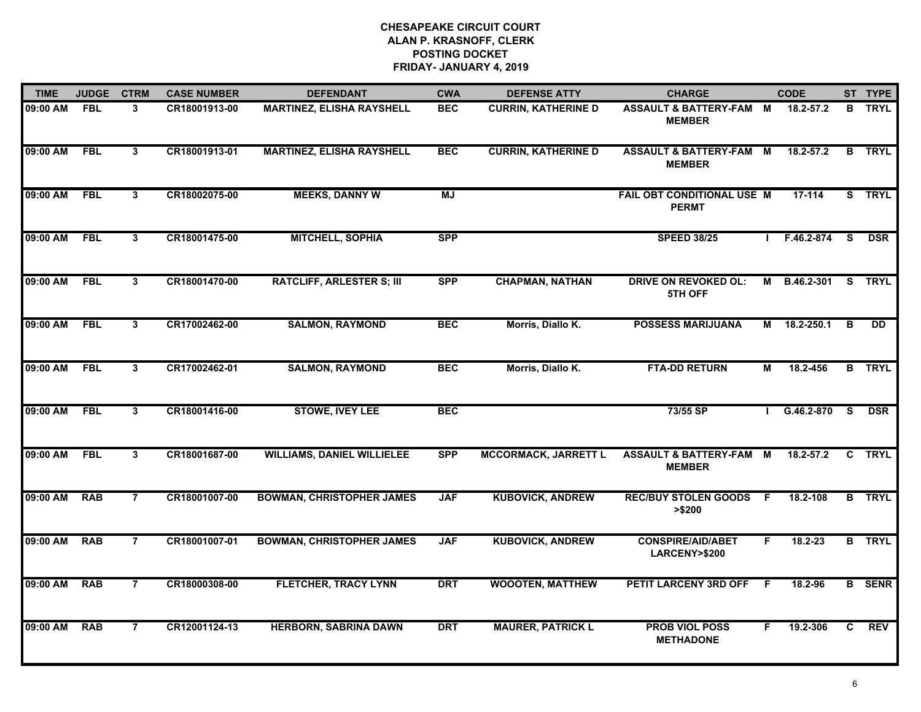**CHESAPEAKE CIRCUIT COURT**
**ALAN P. KRASNOFF, CLERK**
**POSTING DOCKET**
**FRIDAY- JANUARY 4, 2019**

| TIME | JUDGE | CTRM | CASE NUMBER | DEFENDANT | CWA | DEFENSE ATTY | CHARGE | | CODE | ST | TYPE |
|---|---|---|---|---|---|---|---|---|---|---|---|
| 09:00 AM | FBL | 3 | CR18001913-00 | MARTINEZ, ELISHA RAYSHELL | BEC | CURRIN, KATHERINE D | ASSAULT & BATTERY-FAM MEMBER | M | 18.2-57.2 | B | TRYL |
| 09:00 AM | FBL | 3 | CR18001913-01 | MARTINEZ, ELISHA RAYSHELL | BEC | CURRIN, KATHERINE D | ASSAULT & BATTERY-FAM MEMBER | M | 18.2-57.2 | B | TRYL |
| 09:00 AM | FBL | 3 | CR18002075-00 | MEEKS, DANNY W | MJ | | FAIL OBT CONDITIONAL USE PERMT | M | 17-114 | S | TRYL |
| 09:00 AM | FBL | 3 | CR18001475-00 | MITCHELL, SOPHIA | SPP | | SPEED 38/25 | I | F.46.2-874 | S | DSR |
| 09:00 AM | FBL | 3 | CR18001470-00 | RATCLIFF, ARLESTER S; III | SPP | CHAPMAN, NATHAN | DRIVE ON REVOKED OL: 5TH OFF | M | B.46.2-301 | S | TRYL |
| 09:00 AM | FBL | 3 | CR17002462-00 | SALMON, RAYMOND | BEC | Morris, Diallo K. | POSSESS MARIJUANA | M | 18.2-250.1 | B | DD |
| 09:00 AM | FBL | 3 | CR17002462-01 | SALMON, RAYMOND | BEC | Morris, Diallo K. | FTA-DD RETURN | M | 18.2-456 | B | TRYL |
| 09:00 AM | FBL | 3 | CR18001416-00 | STOWE, IVEY LEE | BEC | | 73/55 SP | I | G.46.2-870 | S | DSR |
| 09:00 AM | FBL | 3 | CR18001687-00 | WILLIAMS, DANIEL WILLIELEE | SPP | MCCORMACK, JARRETT L | ASSAULT & BATTERY-FAM MEMBER | M | 18.2-57.2 | C | TRYL |
| 09:00 AM | RAB | 7 | CR18001007-00 | BOWMAN, CHRISTOPHER JAMES | JAF | KUBOVICK, ANDREW | REC/BUY STOLEN GOODS >$200 | F | 18.2-108 | B | TRYL |
| 09:00 AM | RAB | 7 | CR18001007-01 | BOWMAN, CHRISTOPHER JAMES | JAF | KUBOVICK, ANDREW | CONSPIRE/AID/ABET LARCENY>$200 | F | 18.2-23 | B | TRYL |
| 09:00 AM | RAB | 7 | CR18000308-00 | FLETCHER, TRACY LYNN | DRT | WOOOTEN, MATTHEW | PETIT LARCENY 3RD OFF | F | 18.2-96 | B | SENR |
| 09:00 AM | RAB | 7 | CR12001124-13 | HERBORN, SABRINA DAWN | DRT | MAURER, PATRICK L | PROB VIOL POSS METHADONE | F | 19.2-306 | C | REV |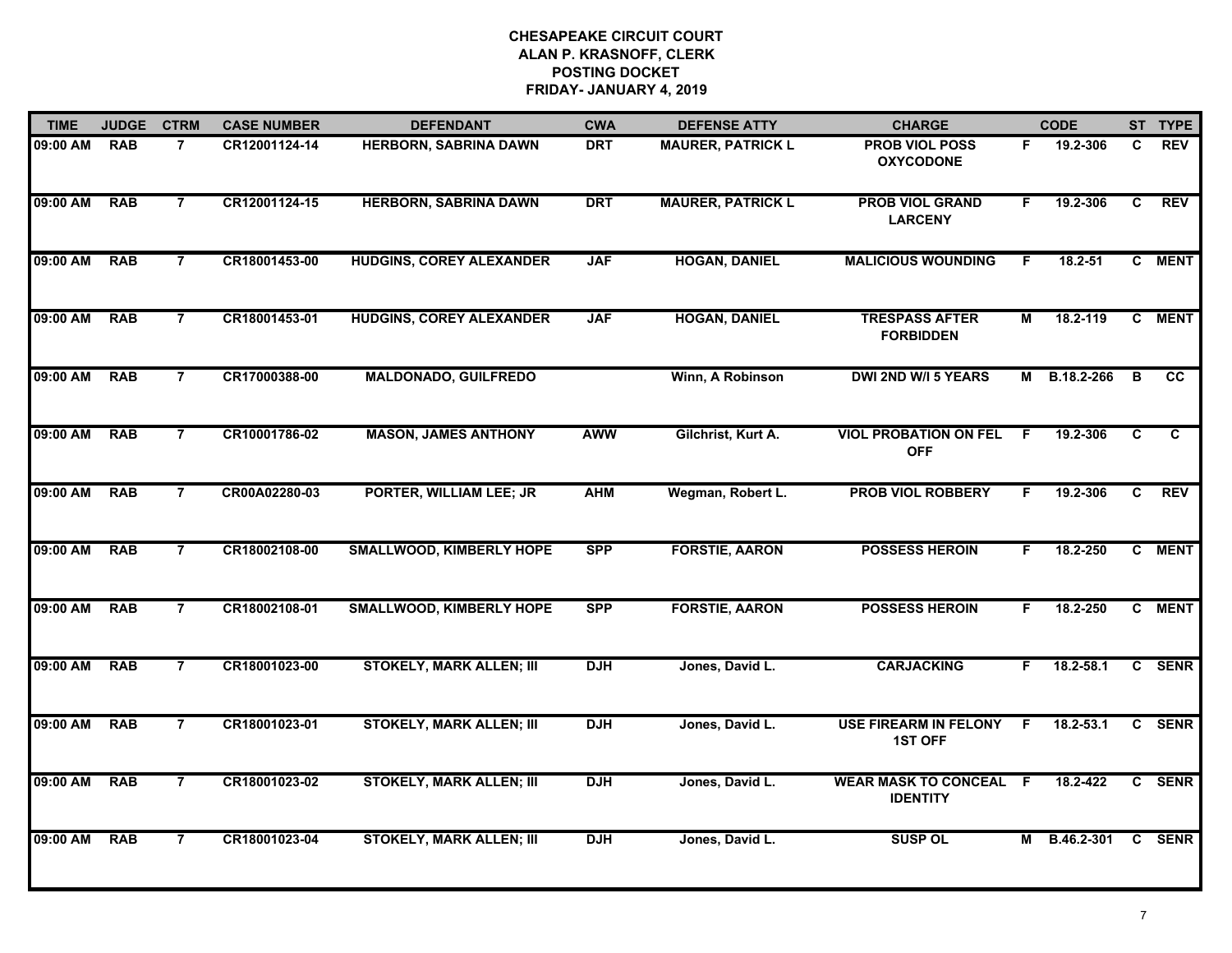# CHESAPEAKE CIRCUIT COURT
## ALAN P. KRASNOFF, CLERK
## POSTING DOCKET
## FRIDAY- JANUARY 4, 2019

| TIME | JUDGE | CTRM | CASE NUMBER | DEFENDANT | CWA | DEFENSE ATTY | CHARGE | | CODE | ST | TYPE |
|---|---|---|---|---|---|---|---|---|---|---|---|
| 09:00 AM | RAB | 7 | CR12001124-14 | HERBORN, SABRINA DAWN | DRT | MAURER, PATRICK L | PROB VIOL POSS OXYCODONE | F | 19.2-306 | C | REV |
| 09:00 AM | RAB | 7 | CR12001124-15 | HERBORN, SABRINA DAWN | DRT | MAURER, PATRICK L | PROB VIOL GRAND LARCENY | F | 19.2-306 | C | REV |
| 09:00 AM | RAB | 7 | CR18001453-00 | HUDGINS, COREY ALEXANDER | JAF | HOGAN, DANIEL | MALICIOUS WOUNDING | F | 18.2-51 | C | MENT |
| 09:00 AM | RAB | 7 | CR18001453-01 | HUDGINS, COREY ALEXANDER | JAF | HOGAN, DANIEL | TRESPASS AFTER FORBIDDEN | M | 18.2-119 | C | MENT |
| 09:00 AM | RAB | 7 | CR17000388-00 | MALDONADO, GUILFREDO | | Winn, A Robinson | DWI 2ND W/I 5 YEARS | M | B.18.2-266 | B | CC |
| 09:00 AM | RAB | 7 | CR10001786-02 | MASON, JAMES ANTHONY | AWW | Gilchrist, Kurt A. | VIOL PROBATION ON FEL OFF | F | 19.2-306 | C | C |
| 09:00 AM | RAB | 7 | CR00A02280-03 | PORTER, WILLIAM LEE; JR | AHM | Wegman, Robert L. | PROB VIOL ROBBERY | F | 19.2-306 | C | REV |
| 09:00 AM | RAB | 7 | CR18002108-00 | SMALLWOOD, KIMBERLY HOPE | SPP | FORSTIE, AARON | POSSESS HEROIN | F | 18.2-250 | C | MENT |
| 09:00 AM | RAB | 7 | CR18002108-01 | SMALLWOOD, KIMBERLY HOPE | SPP | FORSTIE, AARON | POSSESS HEROIN | F | 18.2-250 | C | MENT |
| 09:00 AM | RAB | 7 | CR18001023-00 | STOKELY, MARK ALLEN; III | DJH | Jones, David L. | CARJACKING | F | 18.2-58.1 | C | SENR |
| 09:00 AM | RAB | 7 | CR18001023-01 | STOKELY, MARK ALLEN; III | DJH | Jones, David L. | USE FIREARM IN FELONY 1ST OFF | F | 18.2-53.1 | C | SENR |
| 09:00 AM | RAB | 7 | CR18001023-02 | STOKELY, MARK ALLEN; III | DJH | Jones, David L. | WEAR MASK TO CONCEAL IDENTITY | F | 18.2-422 | C | SENR |
| 09:00 AM | RAB | 7 | CR18001023-04 | STOKELY, MARK ALLEN; III | DJH | Jones, David L. | SUSP OL | M | B.46.2-301 | C | SENR |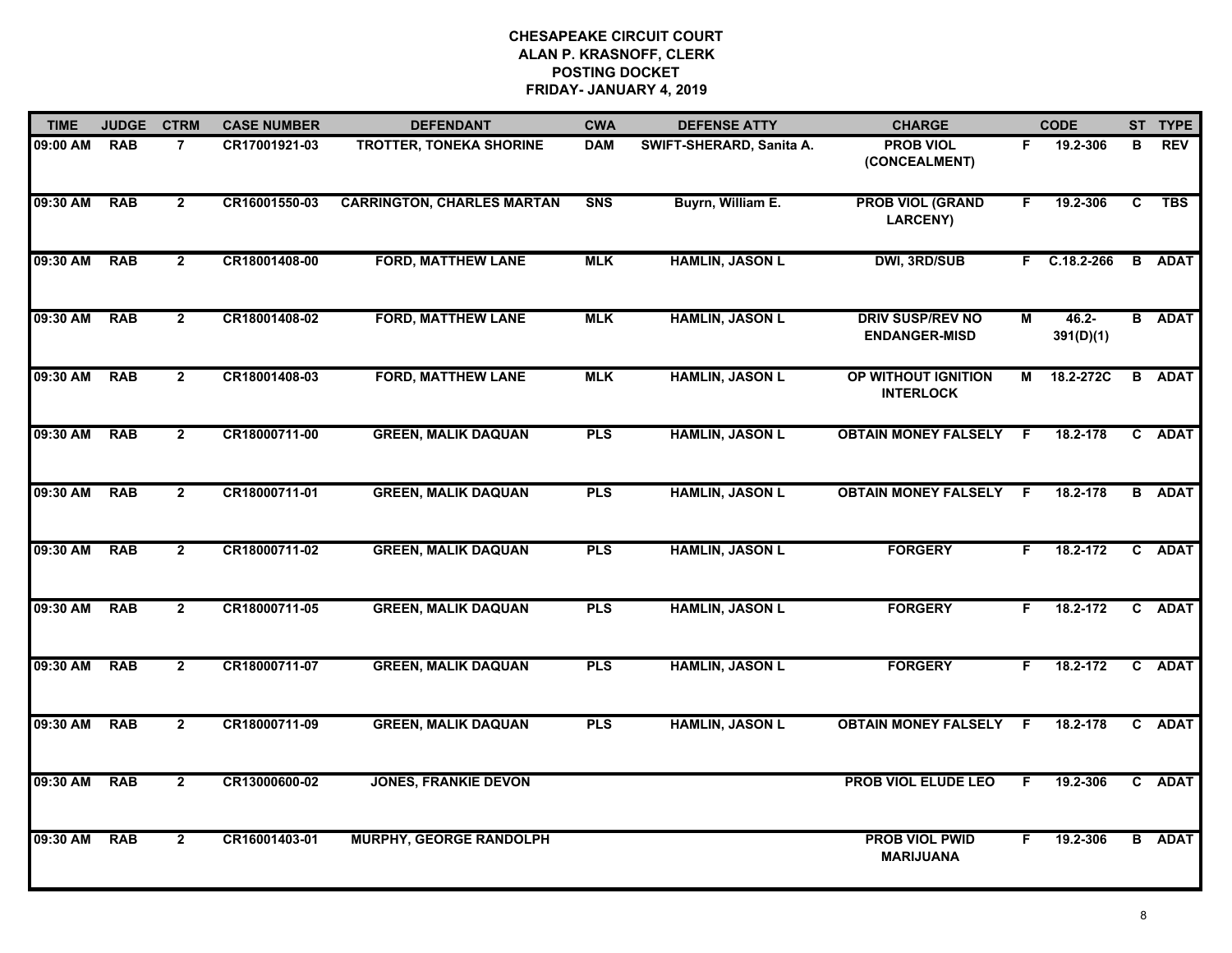**CHESAPEAKE CIRCUIT COURT**
**ALAN P. KRASNOFF, CLERK**
**POSTING DOCKET**
**FRIDAY- JANUARY 4, 2019**

| TIME | JUDGE | CTRM | CASE NUMBER | DEFENDANT | CWA | DEFENSE ATTY | CHARGE | | CODE | ST | TYPE |
|---|---|---|---|---|---|---|---|---|---|---|---|
| 09:00 AM | RAB | 7 | CR17001921-03 | TROTTER, TONEKA SHORINE | DAM | SWIFT-SHERARD, Sanita A. | PROB VIOL (CONCEALMENT) | F | 19.2-306 | B | REV |
| 09:30 AM | RAB | 2 | CR16001550-03 | CARRINGTON, CHARLES MARTAN | SNS | Buyrn, William E. | PROB VIOL (GRAND LARCENY) | F | 19.2-306 | C | TBS |
| 09:30 AM | RAB | 2 | CR18001408-00 | FORD, MATTHEW LANE | MLK | HAMLIN, JASON L | DWI, 3RD/SUB | F | C.18.2-266 | B | ADAT |
| 09:30 AM | RAB | 2 | CR18001408-02 | FORD, MATTHEW LANE | MLK | HAMLIN, JASON L | DRIV SUSP/REV NO ENDANGER-MISD | M | 46.2-391(D)(1) | B | ADAT |
| 09:30 AM | RAB | 2 | CR18001408-03 | FORD, MATTHEW LANE | MLK | HAMLIN, JASON L | OP WITHOUT IGNITION INTERLOCK | M | 18.2-272C | B | ADAT |
| 09:30 AM | RAB | 2 | CR18000711-00 | GREEN, MALIK DAQUAN | PLS | HAMLIN, JASON L | OBTAIN MONEY FALSELY | F | 18.2-178 | C | ADAT |
| 09:30 AM | RAB | 2 | CR18000711-01 | GREEN, MALIK DAQUAN | PLS | HAMLIN, JASON L | OBTAIN MONEY FALSELY | F | 18.2-178 | B | ADAT |
| 09:30 AM | RAB | 2 | CR18000711-02 | GREEN, MALIK DAQUAN | PLS | HAMLIN, JASON L | FORGERY | F | 18.2-172 | C | ADAT |
| 09:30 AM | RAB | 2 | CR18000711-05 | GREEN, MALIK DAQUAN | PLS | HAMLIN, JASON L | FORGERY | F | 18.2-172 | C | ADAT |
| 09:30 AM | RAB | 2 | CR18000711-07 | GREEN, MALIK DAQUAN | PLS | HAMLIN, JASON L | FORGERY | F | 18.2-172 | C | ADAT |
| 09:30 AM | RAB | 2 | CR18000711-09 | GREEN, MALIK DAQUAN | PLS | HAMLIN, JASON L | OBTAIN MONEY FALSELY | F | 18.2-178 | C | ADAT |
| 09:30 AM | RAB | 2 | CR13000600-02 | JONES, FRANKIE DEVON | | | PROB VIOL ELUDE LEO | F | 19.2-306 | C | ADAT |
| 09:30 AM | RAB | 2 | CR16001403-01 | MURPHY, GEORGE RANDOLPH | | | PROB VIOL PWID MARIJUANA | F | 19.2-306 | B | ADAT |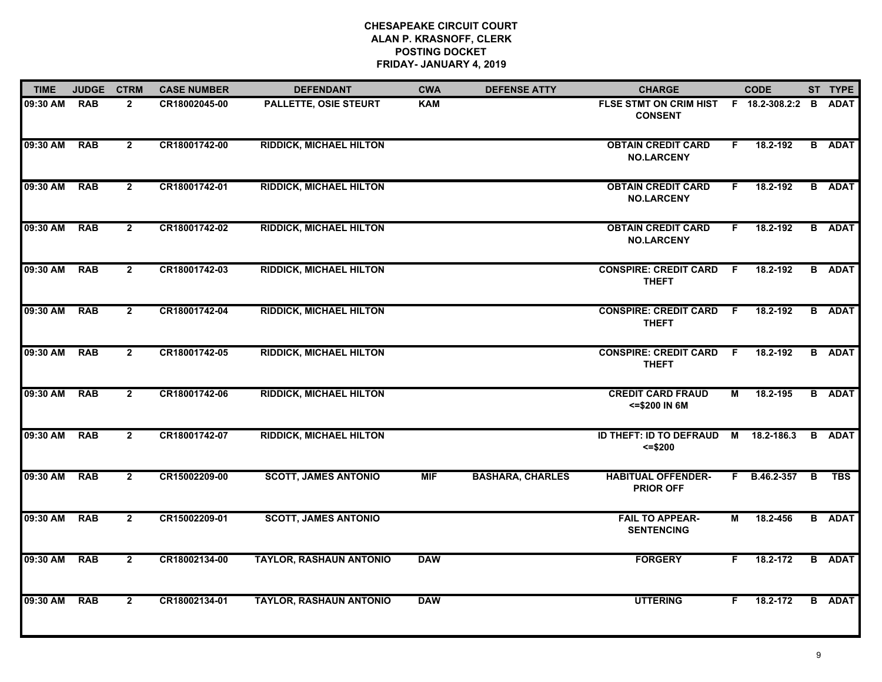# CHESAPEAKE CIRCUIT COURT
## ALAN P. KRASNOFF, CLERK
## POSTING DOCKET
## FRIDAY- JANUARY 4, 2019

| TIME | JUDGE | CTRM | CASE NUMBER | DEFENDANT | CWA | DEFENSE ATTY | CHARGE | | CODE | ST | TYPE |
|---|---|---|---|---|---|---|---|---|---|---|---|
| 09:30 AM | RAB | 2 | CR18002045-00 | PALLETTE, OSIE STEURT | KAM | | FLSE STMT ON CRIM HIST CONSENT | F | 18.2-308.2:2 | B | ADAT |
| 09:30 AM | RAB | 2 | CR18001742-00 | RIDDICK, MICHAEL HILTON | | | OBTAIN CREDIT CARD NO.LARCENY | F | 18.2-192 | B | ADAT |
| 09:30 AM | RAB | 2 | CR18001742-01 | RIDDICK, MICHAEL HILTON | | | OBTAIN CREDIT CARD NO.LARCENY | F | 18.2-192 | B | ADAT |
| 09:30 AM | RAB | 2 | CR18001742-02 | RIDDICK, MICHAEL HILTON | | | OBTAIN CREDIT CARD NO.LARCENY | F | 18.2-192 | B | ADAT |
| 09:30 AM | RAB | 2 | CR18001742-03 | RIDDICK, MICHAEL HILTON | | | CONSPIRE: CREDIT CARD THEFT | F | 18.2-192 | B | ADAT |
| 09:30 AM | RAB | 2 | CR18001742-04 | RIDDICK, MICHAEL HILTON | | | CONSPIRE: CREDIT CARD THEFT | F | 18.2-192 | B | ADAT |
| 09:30 AM | RAB | 2 | CR18001742-05 | RIDDICK, MICHAEL HILTON | | | CONSPIRE: CREDIT CARD THEFT | F | 18.2-192 | B | ADAT |
| 09:30 AM | RAB | 2 | CR18001742-06 | RIDDICK, MICHAEL HILTON | | | CREDIT CARD FRAUD <=$200 IN 6M | M | 18.2-195 | B | ADAT |
| 09:30 AM | RAB | 2 | CR18001742-07 | RIDDICK, MICHAEL HILTON | | | ID THEFT: ID TO DEFRAUD <=$200 | M | 18.2-186.3 | B | ADAT |
| 09:30 AM | RAB | 2 | CR15002209-00 | SCOTT, JAMES ANTONIO | MIF | BASHARA, CHARLES | HABITUAL OFFENDER-PRIOR OFF | F | B.46.2-357 | B | TBS |
| 09:30 AM | RAB | 2 | CR15002209-01 | SCOTT, JAMES ANTONIO | | | FAIL TO APPEAR-SENTENCING | M | 18.2-456 | B | ADAT |
| 09:30 AM | RAB | 2 | CR18002134-00 | TAYLOR, RASHAUN ANTONIO | DAW | | FORGERY | F | 18.2-172 | B | ADAT |
| 09:30 AM | RAB | 2 | CR18002134-01 | TAYLOR, RASHAUN ANTONIO | DAW | | UTTERING | F | 18.2-172 | B | ADAT |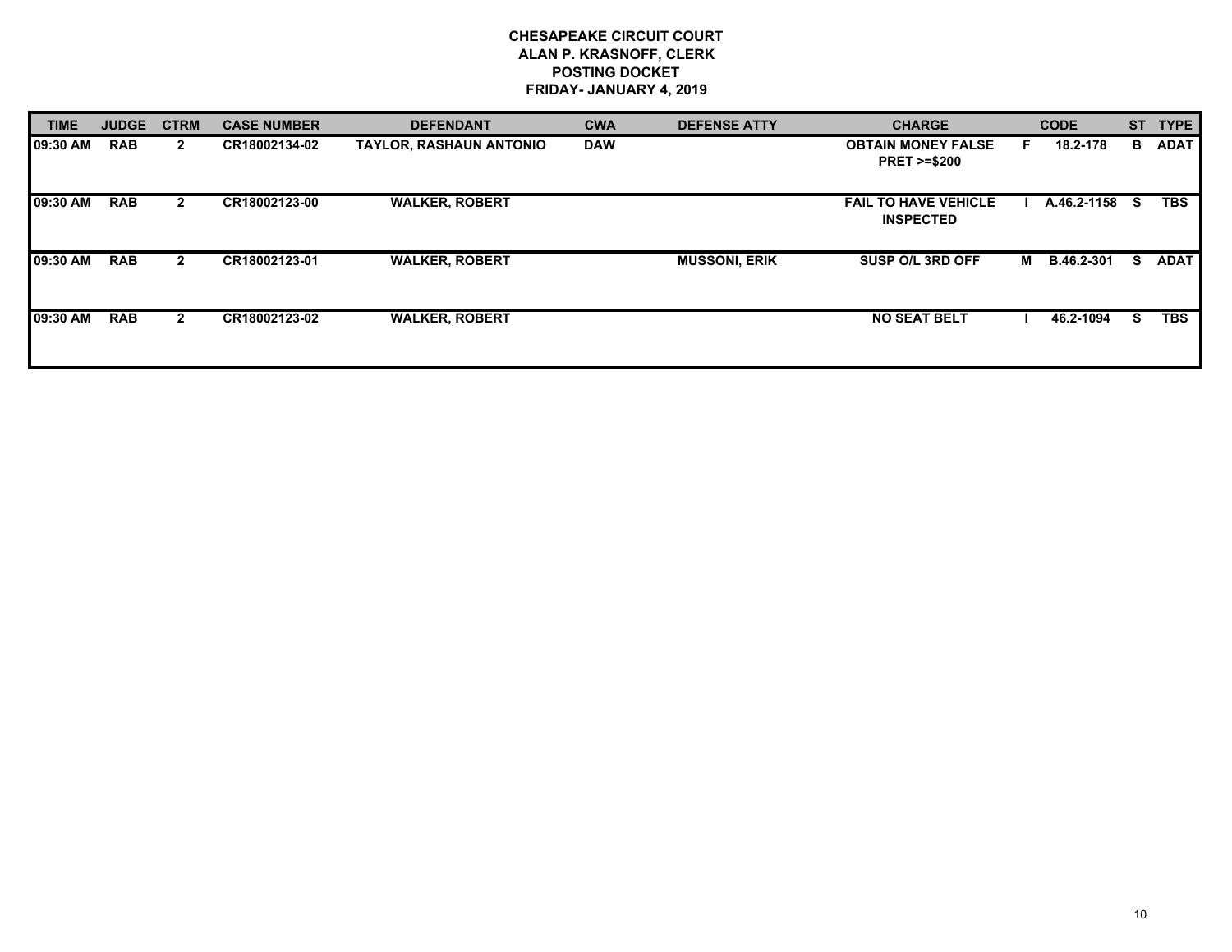**CHESAPEAKE CIRCUIT COURT**
**ALAN P. KRASNOFF, CLERK**
**POSTING DOCKET**
**FRIDAY- JANUARY 4, 2019**

| TIME | JUDGE | CTRM | CASE NUMBER | DEFENDANT | CWA | DEFENSE ATTY | CHARGE | | CODE | ST | TYPE |
|---|---|---|---|---|---|---|---|---|---|---|---|
| 09:30 AM | RAB | 2 | CR18002134-02 | TAYLOR, RASHAUN ANTONIO | DAW | | OBTAIN MONEY FALSE PRET >=$200 | F | 18.2-178 | B | ADAT |
| 09:30 AM | RAB | 2 | CR18002123-00 | WALKER, ROBERT | | | FAIL TO HAVE VEHICLE INSPECTED | I | A.46.2-1158 | S | TBS |
| 09:30 AM | RAB | 2 | CR18002123-01 | WALKER, ROBERT | | MUSSONI, ERIK | SUSP O/L 3RD OFF | M | B.46.2-301 | S | ADAT |
| 09:30 AM | RAB | 2 | CR18002123-02 | WALKER, ROBERT | | | NO SEAT BELT | I | 46.2-1094 | S | TBS |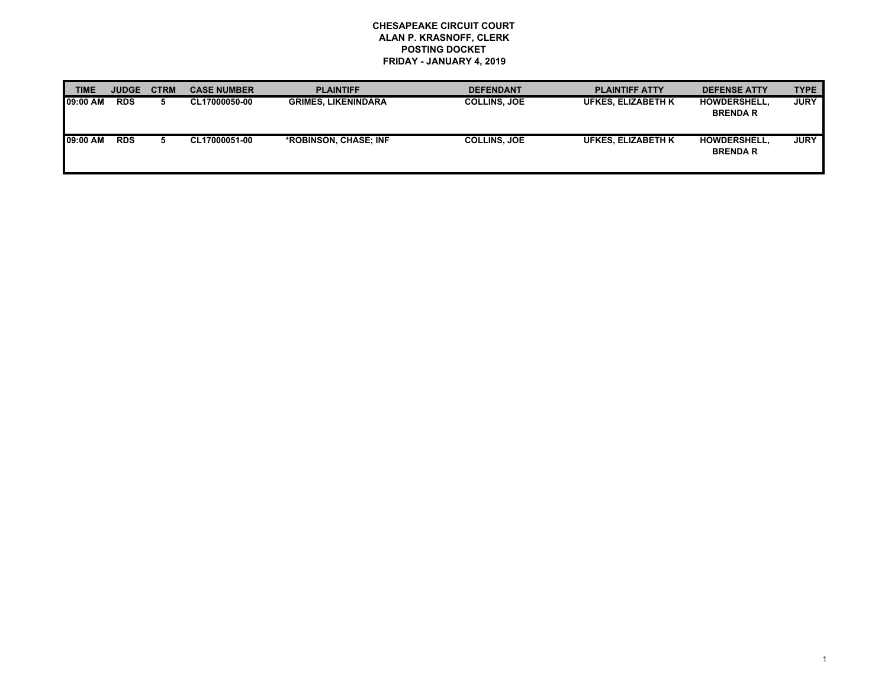**CHESAPEAKE CIRCUIT COURT**
**ALAN P. KRASNOFF, CLERK**
**POSTING DOCKET**
**FRIDAY - JANUARY 4, 2019**

| TIME | JUDGE | CTRM | CASE NUMBER | PLAINTIFF | DEFENDANT | PLAINTIFF ATTY | DEFENSE ATTY | TYPE |
|---|---|---|---|---|---|---|---|---|
| 09:00 AM | RDS | 5 | CL17000050-00 | GRIMES, LIKENINDARA | COLLINS, JOE | UFKES, ELIZABETH K | HOWDERSHELL, BRENDA R | JURY |
| 09:00 AM | RDS | 5 | CL17000051-00 | *ROBINSON, CHASE; INF | COLLINS, JOE | UFKES, ELIZABETH K | HOWDERSHELL, BRENDA R | JURY |